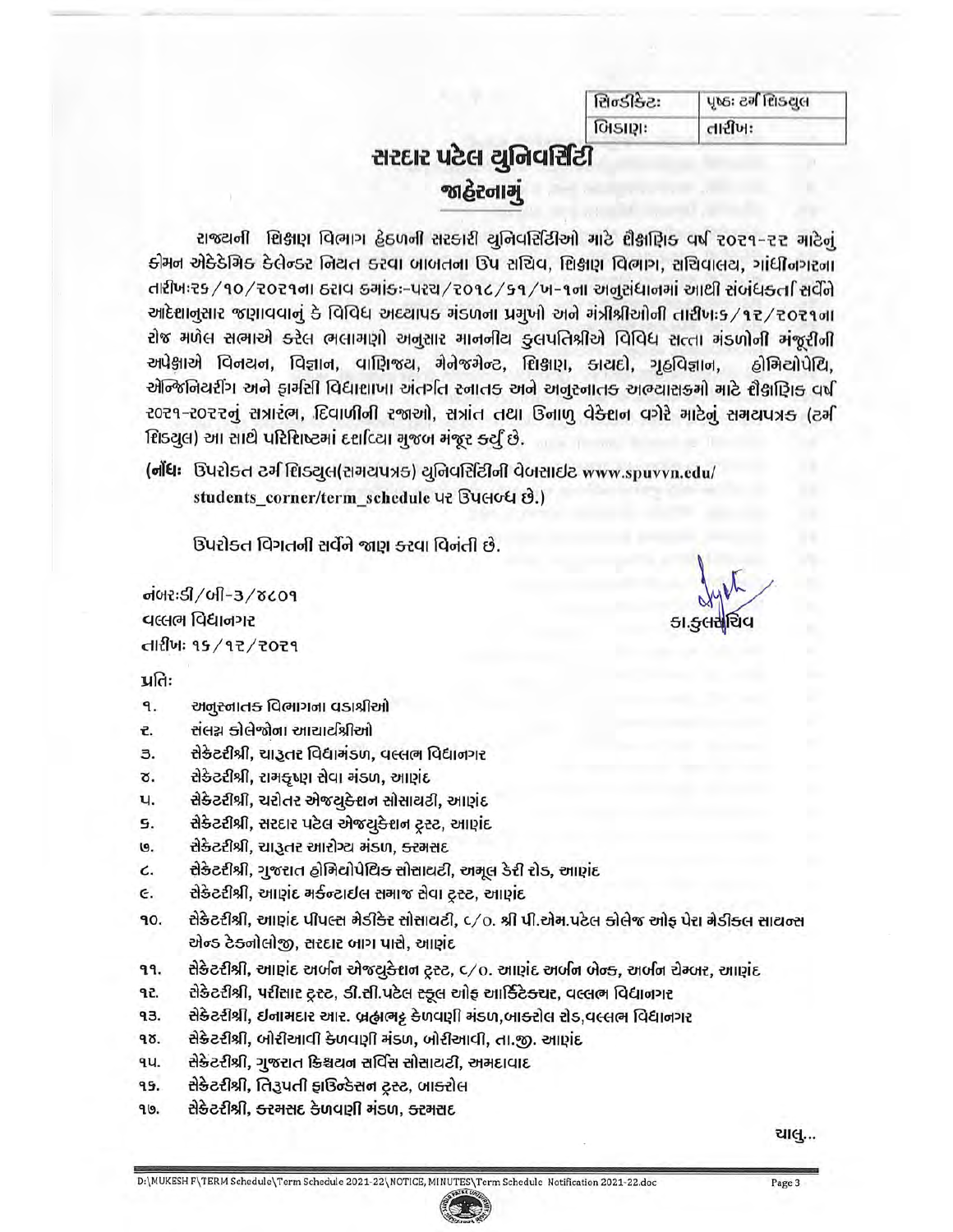| સિન્ડીકેટઃ | પૃષ્ઠઃ ટર્મ શિડ્યુલ |
| --- | --- |
| બિડાણઃ | તારીખઃ |

# સરદાર પટેલ યુનિવર્સિટી
## જાહેરનામું

રાજ્યની શિક્ષણ વિભાગ હેઠળની સરકારી યુનિવર્સિટીઓ માટે શૈક્ષણિક વર્ષ ૨૦૨૧-૨૨ માટેનું કોમન એકેડેમિક કેલેન્ડર નિયત કરવા બાબતના ઉપ સચિવ, શિક્ષણ વિભાગ, સચિવાલય, ગાંધીનગરના તારીખઃ૨૬/૧૦/૨૦૨૧ના ઠરાવ ક્રમાંકઃ-પરચ/૨૦૧૮/૬૧/ખ-૧ના અનુસંધાનમાં આથી સંબંધકર્તા સર્વેને આદેશાનુસાર જણાવવાનું કે વિવિધ અધ્યાપક મંડળના પ્રમુખો અને મંત્રીશ્રીઓની તારીખઃ૬/૧૨/૨૦૨૧ના રોજ મળેલ સભાએ કરેલ ભલામણો અનુસાર માનનીય કુલપતિશ્રીએ વિવિધ સત્તા મંડળોની મંજૂરીની અપેક્ષાએ વિનયન, વિજ્ઞાન, વાણિજ્ય, મેનેજમેન્ટ, શિક્ષણ, કાયદો, ગૃહવિજ્ઞાન, હોમિયોપેથિ, ઍન્જિનિયરીંગ અને ફાર્મસી વિદ્યાશાખા અંતર્ગત સ્નાતક અને અનુસ્નાતક અભ્યાસક્રમો માટે શૈક્ષણિક વર્ષ ૨૦૨૧-૨૦૨૨નું સત્રારંભ, દિવાળીની રજાઓ, સત્રાંત તથા ઉનાળુ વેકેશન વગેરે માટેનું સમયપત્રક (ટર્મ શિડ્યુલ) આ સાથે પરિશિષ્ટમાં દર્શાવ્યા મુજબ મંજૂર કર્યું છે.

**(નોંધઃ** ઉપરોક્ત ટર્મ શિડ્યુલ(સમયપત્રક) યુનિવર્સિટીની વેબસાઇટ www.spuvvn.edu/students_corner/term_schedule પર ઉપલબ્ધ છે.)

ઉપરોક્ત વિગતની સર્વેને જાણ કરવા વિનંતી છે.

નંબરઃડી/બી-૩/૪૮૦૧
વલ્લભ વિદ્યાનગર
તારીખઃ ૧૬/૧૨/૨૦૨૧

કા.કુલસચિવ

પ્રતિઃ

૧. અનુસ્નાતક વિભાગના વડાશ્રીઓ
૨. સંલગ્ન કોલેજોના આચાર્યશ્રીઓ
૩. સેક્રેટરીશ્રી, ચારુતર વિદ્યામંડળ, વલ્લભ વિદ્યાનગર
૪. સેક્રેટરીશ્રી, રામકૃષ્ણ સેવા મંડળ, આણંદ
૫. સેક્રેટરીશ્રી, ચરોતર એજ્યુકેશન સોસાયટી, આણંદ
૬. સેક્રેટરીશ્રી, સરદાર પટેલ એજ્યુકેશન ટ્રસ્ટ, આણંદ
૭. સેક્રેટરીશ્રી, ચારુતર આરોગ્ય મંડળ, કરમસદ
૮. સેક્રેટરીશ્રી, ગુજરાત હોમિયોપેથિક સોસાયટી, અમૂલ ડેરી રોડ, આણંદ
૯. સેક્રેટરીશ્રી, આણંદ મર્કન્ટાઇલ સમાજ સેવા ટ્રસ્ટ, આણંદ
૧૦. સેક્રેટરીશ્રી, આણંદ પીપલ્સ મેડીકેર સોસાયટી, C/o. શ્રી પી.એમ.પટેલ કોલેજ ઓફ પેરા મેડીકલ સાયન્સ એન્ડ ટેક્નોલોજી, સરદાર બાગ પાસે, આણંદ
૧૧. સેક્રેટરીશ્રી, આણંદ અર્બન એજ્યુકેશન ટ્રસ્ટ, C/o. આણંદ અર્બન બેન્ક, અર્બન ચેમ્બર, આણંદ
૧૨. સેક્રેટરીશ્રી, પરીસાર ટ્રસ્ટ, ડી.સી.પટેલ સ્કૂલ ઓફ આર્કિટેક્ચર, વલ્લભ વિદ્યાનગર
૧૩. સેક્રેટરીશ્રી, ઇનામદાર આર. બ્રહ્મભટ્ટ કેળવણી મંડળ,બાકરોલ રોડ,વલ્લભ વિદ્યાનગર
૧૪. સેક્રેટરીશ્રી, બોરીઆવી કેળવણી મંડળ, બોરીઆવી, તા.જી. આણંદ
૧૫. સેક્રેટરીશ્રી, ગુજરાત ક્રિશ્ચયન સર્વિસ સોસાયટી, અમદાવાદ
૧૬. સેક્રેટરીશ્રી, તિરુપતી ફાઉન્ડેસન ટ્રસ્ટ, બાકરોલ
૧૭. સેક્રેટરીશ્રી, કરમસદ કેળવણી મંડળ, કરમસદ

ચાલુ...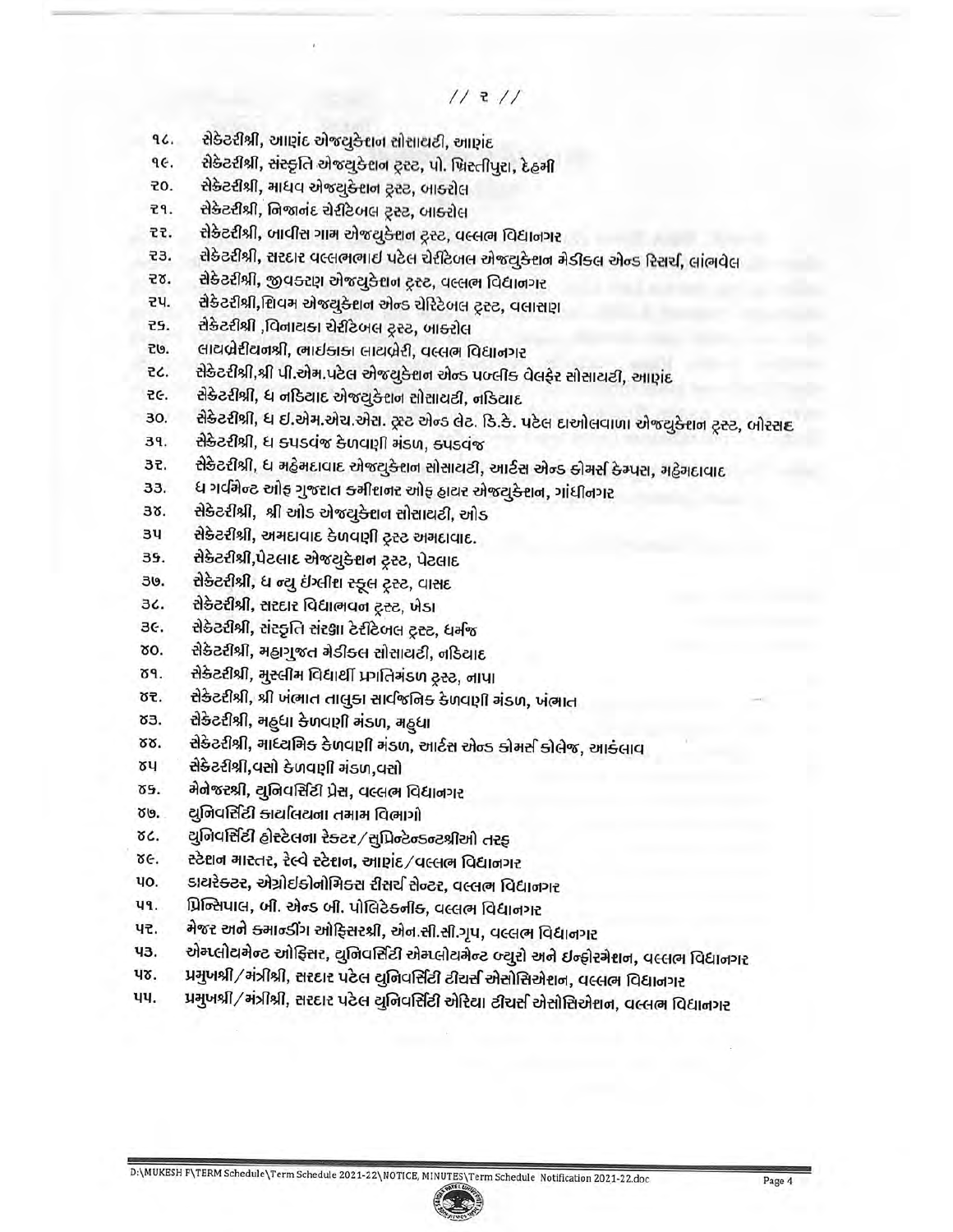// ૨ //

૧૮. સેક્રેટરીશ્રી, આણંદ એજ્યુકેશન સોસાયટી, આણંદ
૧૯. સેક્રેટરીશ્રી, સંસ્કૃતિ એજ્યુકેશન ટ્રસ્ટ, પો. ખ્રિસ્તીપુરા, દેહમી
૨૦. સેક્રેટરીશ્રી, માધવ એજ્યુકેશન ટ્રસ્ટ, બાકરોલ
૨૧. સેક્રેટરીશ્રી, નિજાનંદ ચેરીટેબલ ટ્રસ્ટ, બાકરોલ
૨૨. સેક્રેટરીશ્રી, બાવીસ ગામ એજ્યુકેશન ટ્રસ્ટ, વલ્લભ વિદ્યાનગર
૨૩. સેક્રેટરીશ્રી, સરદાર વલ્લભભાઇ પટેલ ચેરીટેબલ એજ્યુકેશન મેડીકલ એન્ડ રિસર્ચ, લાંભવેલ
૨૪. સેક્રેટરીશ્રી, જીવકરણ એજ્યુકેશન ટ્રસ્ટ, વલ્લભ વિદ્યાનગર
૨૫. સેક્રેટરીશ્રી,શિવમ એજ્યુકેશન એન્ડ ચેરિટેબલ ટ્રસ્ટ, વલાસણ
૨૬. સેક્રેટરીશ્રી ,વિનાયકા ચેરીટેબલ ટ્રસ્ટ, બાકરોલ
૨૭. લાયબ્રેરીયનશ્રી, ભાઇકાકા લાયબ્રેરી, વલ્લભ વિદ્યાનગર
૨૮. સેક્રેટરીશ્રી,શ્રી પી.એમ.પટેલ એજ્યુકેશન એન્ડ પબ્લીક વેલફેર સોસાયટી, આણંદ
૨૯. સેક્રેટરીશ્રી, ધ નડિયાદ એજ્યુકેશન સોસાયટી, નડિયાદ
૩૦. સેક્રેટરીશ્રી, ધ ઇ.એમ.એચ.એસ. ટ્રસ્ટ એન્ડ લેટ. ડિ.કે. પટેલ દાઓલવાળા એજ્યુકેશન ટ્રસ્ટ, બોરસદ
૩૧. સેક્રેટરીશ્રી, ધ કપડવંજ કેળવણી મંડળ, કપડવંજ
૩૨. સેક્રેટરીશ્રી, ધ મહેમદાવાદ એજ્યુકેશન સોસાયટી, આર્ટસ એન્ડ કોમર્સ કેમ્પસ, મહેમદાવાદ
૩૩. ધ ગવર્મેન્ટ ઓફ ગુજરાત કમીશનર ઓફ હાયર એજ્યુકેશન, ગાંધીનગર
૩૪. સેક્રેટરીશ્રી, શ્રી ઓડ એજ્યુકેશન સોસાયટી, ઓડ
૩૫ સેક્રેટરીશ્રી, અમદાવાદ કેળવણી ટ્રસ્ટ અમદાવાદ.
૩૬. સેક્રેટરીશ્રી,પેટલાદ એજ્યુકેશન ટ્રસ્ટ, પેટલાદ
૩૭. સેક્રેટરીશ્રી, ધ ન્યુ ઇંગ્લીશ સ્કૂલ ટ્રસ્ટ, વાસદ
૩૮. સેક્રેટરીશ્રી, સરદાર વિદ્યાભવન ટ્રસ્ટ, ખેડા
૩૯. સેક્રેટરીશ્રી, સંસ્કૃતિ સંસ્થા ટેરીટેબલ ટ્રસ્ટ, ધર્મજ
૪૦. સેક્રેટરીશ્રી, મહાગુજરાત મેડીકલ સોસાયટી, નડિયાદ
૪૧. સેક્રેટરીશ્રી, મુસ્લીમ વિદ્યાર્થી પ્રગતિમંડળ ટ્રસ્ટ, નાપા
૪૨. સેક્રેટરીશ્રી, શ્રી ખંભાત તાલુકા સાર્વજનિક કેળવણી મંડળ, ખંભાત
૪૩. સેક્રેટરીશ્રી, મહુધા કેળવણી મંડળ, મહુધા
૪૪. સેક્રેટરીશ્રી, માધ્યમિક કેળવણી મંડળ, આર્ટસ એન્ડ કોમર્સ કોલેજ, આકંલાવ
૪૫ સેક્રેટરીશ્રી,વસો કેળવણી મંડળ,વસો
૪૬. મેનેજરશ્રી, યુનિવર્સિટી પ્રેસ, વલ્લભ વિદ્યાનગર
૪૭. યુનિવર્સિટી કાર્યાલયના તમામ વિભાગો
૪૮. યુનિવર્સિટી હોસ્ટેલના રેકટર/સુપ્રિન્ટેન્ડન્ટશ્રીઓ તરફ
૪૯. સ્ટેશન માસ્તર, રેલ્વે સ્ટેશન, આણંદ/વલ્લભ વિદ્યાનગર
૫૦. ડાયરેક્ટર, એગ્રોઇકોનોમિક્સ રીસર્ચ સેન્ટર, વલ્લભ વિદ્યાનગર
૫૧. પ્રિન્સિપાલ, બી. એન્ડ બી. પોલિટેક્નીક, વલ્લભ વિદ્યાનગર
૫૨. મેજર અને કમાન્ડીંગ ઓફિસરશ્રી, એન.સી.સી.ગૃપ, વલ્લભ વિદ્યાનગર
૫૩. એમ્પ્લોયમેન્ટ ઓફિસર, યુનિવર્સિટી એમ્પ્લોયમેન્ટ બ્યુરો અને ઇન્ફોરમેશન, વલ્લભ વિદ્યાનગર
૫૪. પ્રમુખશ્રી/મંત્રીશ્રી, સરદાર પટેલ યુનિવર્સિટી ટીચર્સ એસોસિએશન, વલ્લભ વિદ્યાનગર
૫૫. પ્રમુખશ્રી/મંત્રીશ્રી, સરદાર પટેલ યુનિવર્સિટી એરિયા ટીચર્સ એસોસિએશન, વલ્લભ વિદ્યાનગર

D:\MUKESH F\TERM Schedule\Term Schedule 2021-22\NOTICE, MINUTES\Term Schedule Notification 2021-22.doc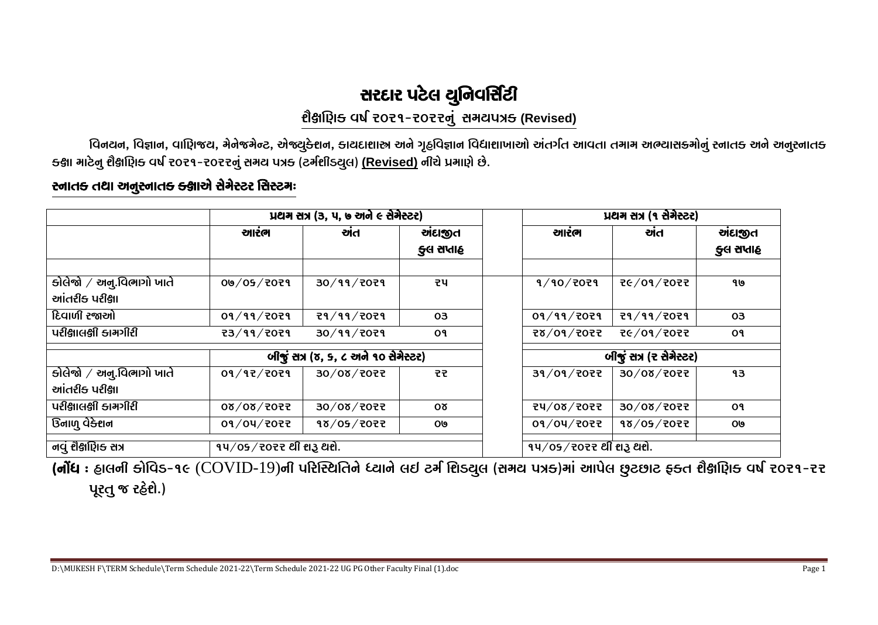# સરદાર પટેલ યુનિવર્સિટી

## શૈક્ષણિક વર્ષ ૨૦૨૧-૨૦૨૨નું સમયપત્રક (Revised)

વિનયન, વિજ્ઞાન, વાણિજ્ય, મેનેજમેન્ટ, એજ્યુકેશન, કાયદાશાસ્ત્ર અને ગૃહવિજ્ઞાન વિધાશાખાઓ અંતર્ગત આવતા તમામ અભ્યાસક્રમોનું સ્નાતક અને અનુસ્નાતક કક્ષા માટેનુ શૈક્ષણિક વર્ષ ૨૦૨૧-૨૦૨૨નું સમય પત્રક (ટર્મશીડયુલ) **(Revised)** નીચે પ્રમાણે છે.

### સ્નાતક તથા અનુસ્નાતક કક્ષાએ સેમેસ્ટર સિસ્ટમઃ

| | પ્રથમ સત્ર (૩, ૫, ૭ અને ૯ સેમેસ્ટર) | | | | પ્રથમ સત્ર (૧ સેમેસ્ટર) | | |
|---|---|---|---|---|---|---|---|
| | આરંભ | અંત | અંદાજીત કુલ સપ્તાહ | | આરંભ | અંત | અંદાજીત કુલ સપ્તાહ |
| કોલેજો / અનુ.વિભાગો ખાતે આંતરીક પરીક્ષા | ૦૭/૦૬/૨૦૨૧ | ૩૦/૧૧/૨૦૨૧ | ૨૫ | | ૧/૧૦/૨૦૨૧ | ૨૯/૦૧/૨૦૨૨ | ૧૭ |
| દિવાળી રજાઓ | ૦૧/૧૧/૨૦૨૧ | ૨૧/૧૧/૨૦૨૧ | ૦૩ | | ૦૧/૧૧/૨૦૨૧ | ૨૧/૧૧/૨૦૨૧ | ૦૩ |
| પરીક્ષાલક્ષી કામગીરી | ૨૩/૧૧/૨૦૨૧ | ૩૦/૧૧/૨૦૨૧ | ૦૧ | | ૨૪/૦૧/૨૦૨૨ | ૨૯/૦૧/૨૦૨૨ | ૦૧ |
| | બીજું સત્ર (૪, ૬, ૮ અને ૧૦ સેમેસ્ટર) | | | | બીજું સત્ર (૨ સેમેસ્ટર) | | |
| કોલેજો / અનુ.વિભાગો ખાતે આંતરીક પરીક્ષા | ૦૧/૧૨/૨૦૨૧ | ૩૦/૦૪/૨૦૨૨ | ૨૨ | | ૩૧/૦૧/૨૦૨૨ | ૩૦/૦૪/૨૦૨૨ | ૧૩ |
| પરીક્ષાલક્ષી કામગીરી | ૦૪/૦૪/૨૦૨૨ | ૩૦/૦૪/૨૦૨૨ | ૦૪ | | ૨૫/૦૪/૨૦૨૨ | ૩૦/૦૪/૨૦૨૨ | ૦૧ |
| ઉનાળુ વેકેશન | ૦૧/૦૫/૨૦૨૨ | ૧૪/૦૬/૨૦૨૨ | ૦૭ | | ૦૧/૦૫/૨૦૨૨ | ૧૪/૦૬/૨૦૨૨ | ૦૭ |
| નવું શૈક્ષણિક સત્ર | ૧૫/૦૬/૨૦૨૨ થી શરૂ થશે. | | | | ૧૫/૦૬/૨૦૨૨ થી શરૂ થશે. | | |

**(નોંધ :** હાલની કોવિડ-૧૯ (COVID-19)ની પરિસ્થિતિને ધ્યાને લઇ ટર્મ શિડયુલ (સમય પત્રક)માં આપેલ છુટછાટ ફક્ત શૈક્ષણિક વર્ષ ૨૦૨૧-૨૨ પૂરતુ જ રહેશે.)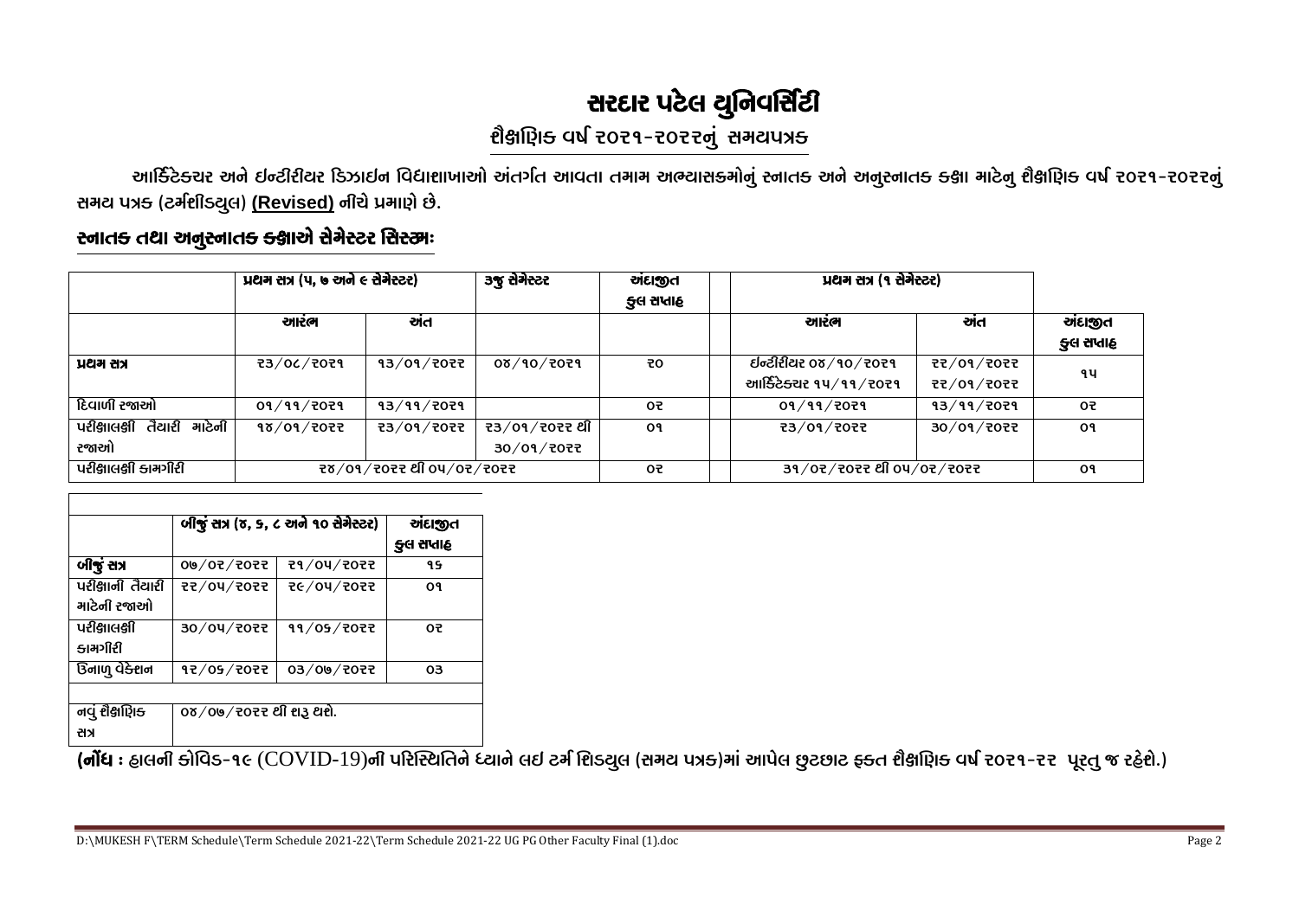# સરદાર પટેલ યુનિવર્સિટી

## શૈક્ષણિક વર્ષ ૨૦૨૧-૨૦૨૨નું સમયપત્રક

આર્કિટેક્ચર અને ઈન્ટીરીયર ડિઝાઇન વિદ્યાશાખાઓ અંતર્ગત આવતા તમામ અભ્યાસક્રમોનું સ્નાતક અને અનુસ્નાતક કક્ષા માટેનુ શૈક્ષણિક વર્ષ ૨૦૨૧-૨૦૨૨નું સમય પત્રક (ટર્મશીડ્યુલ) **(Revised)** નીચે પ્રમાણે છે.

### સ્નાતક તથા અનુસ્નાતક કક્ષાએ સેમેસ્ટર સિસ્ટમઃ

| | પ્રથમ સત્ર (૫, ૭ અને ૯ સેમેસ્ટર) | | ૩જુ સેમેસ્ટર | અંદાજીત કુલ સપ્તાહ | | પ્રથમ સત્ર (૧ સેમેસ્ટર) | | |
|---|---|---|---|---|---|---|---|---|
| | આરંભ | અંત | | | | આરંભ | અંત | અંદાજીત કુલ સપ્તાહ |
| **પ્રથમ સત્ર** | ૨૩/૦૮/૨૦૨૧ | ૧૩/૦૧/૨૦૨૨ | ०૪/૧૦/૨૦૨૧ | ૨૦ | | ઈન્ટીરીયર ०૪/૧૦/૨૦૨૧ આર્કિટેક્ચર ૧૫/૧૧/૨૦૨૧ | ૨૨/૦૧/૨૦૨૨ ૨૨/૦૧/૨૦૨૨ | ૧૫ |
| દિવાળી રજાઓ | ૦૧/૧૧/૨૦૨૧ | ૧૩/૧૧/૨૦૨૧ | | ૦૨ | | ૦૧/૧૧/૨૦૨૧ | ૧૩/૧૧/૨૦૨૧ | ૦૨ |
| પરીક્ષાલક્ષી તૈયારી માટેની રજાઓ | ૧૪/૦૧/૨૦૨૨ | ૨૩/૦૧/૨૦૨૨ | ૨૩/૦૧/૨૦૨૨ થી ૩૦/૦૧/૨૦૨૨ | ૦૧ | | ૨૩/૦૧/૨૦૨૨ | ૩૦/૦૧/૨૦૨૨ | ૦૧ |
| પરીક્ષાલક્ષી કામગીરી | ૨૪/૦૧/૨૦૨૨ થી ૦૫/૦૨/૨૦૨૨ | | | ૦૨ | | ૩૧/૦૨/૨૦૨૨ થી ૦૫/૦૨/૨૦૨૨ | | ૦૧ |

| | બીજું સત્ર (૪, ૬, ૮ અને ૧૦ સેમેસ્ટર) | | અંદાજીત કુલ સપ્તાહ |
|---|---|---|---|
| **બીજું સત્ર** | ૦૭/૦૨/૨૦૨૨ | ૨૧/૦૫/૨૦૨૨ | ૧૬ |
| પરીક્ષાની તૈયારી માટેની રજાઓ | ૨૨/૦૫/૨૦૨૨ | ૨૯/૦૫/૨૦૨૨ | ૦૧ |
| પરીક્ષાલક્ષી કામગીરી | ૩૦/૦૫/૨૦૨૨ | ૧૧/૦૬/૨૦૨૨ | ૦૨ |
| ઉનાળુ વેકેશન | ૧૨/૦૬/૨૦૨૨ | ૦૩/૦૭/૨૦૨૨ | ૦૩ |
| | | | |
| નવું શૈક્ષણિક સત્ર | ૦૪/૦૭/૨૦૨૨ થી શરૂ થશે. | | |

**(નોંધ : હાલની કોવિડ-૧૯ (COVID-19)ની પરિસ્થિતિને ધ્યાને લઇ ટર્મ શિડયુલ (સમય પત્રક)માં આપેલ છુટછાટ ફક્ત શૈક્ષણિક વર્ષ ૨૦૨૧-૨૨ પૂરતુ જ રહેશે.)**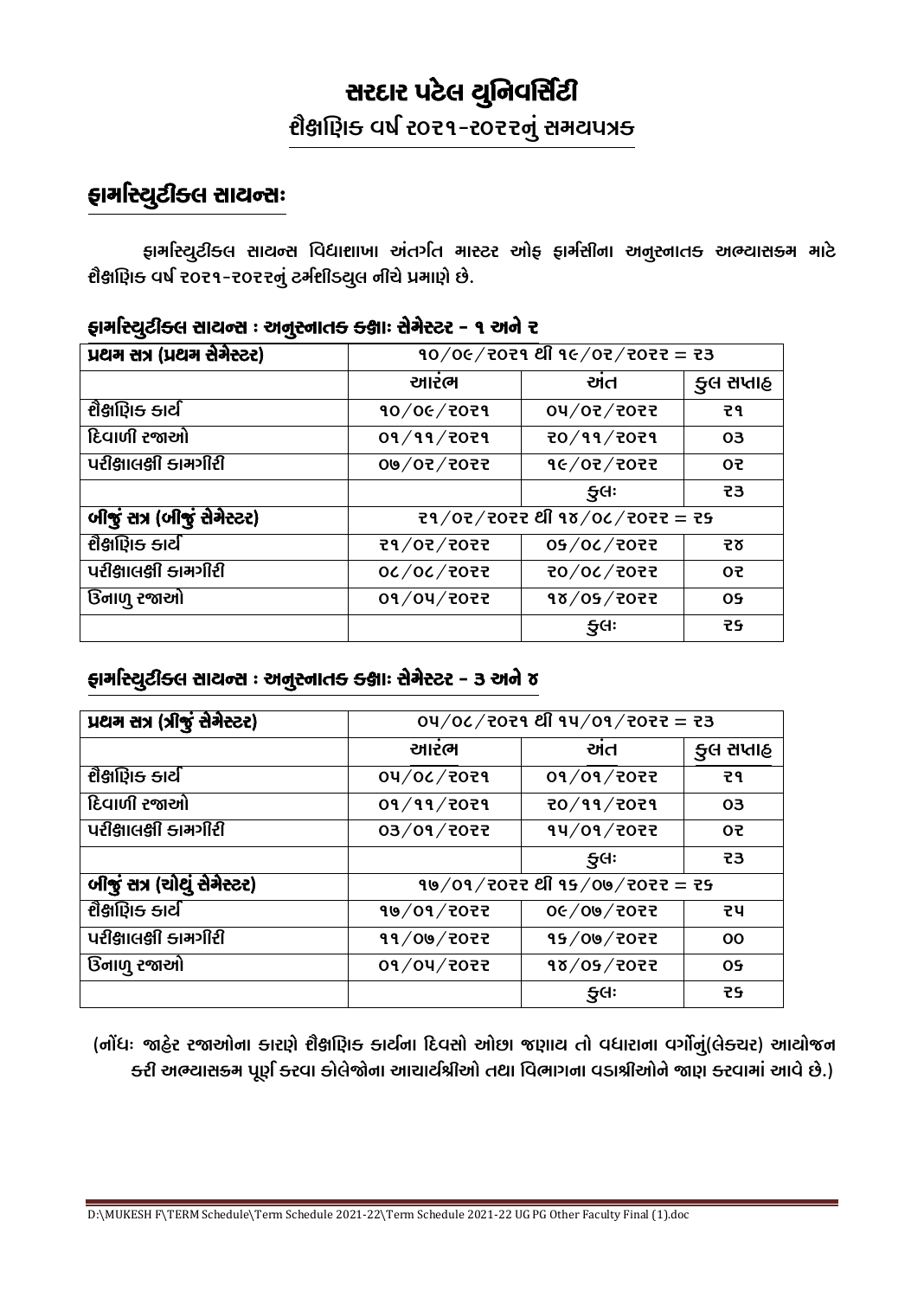# સરદાર પટેલ યુનિવર્સિટી

## શૈક્ષણિક વર્ષ ૨૦૨૧-૨૦૨૨નું સમયપત્રક

## ફાર્માસ્યુટીકલ સાયન્સઃ

ફાર્માસ્યુટીકલ સાયન્સ વિદ્યાશાખા અંતર્ગત માસ્ટર ઓફ ફાર્મસીના અનુસ્નાતક અભ્યાસક્રમ માટે શૈક્ષણિક વર્ષ ૨૦૨૧-૨૦૨૨નું ટર્મશીડયુલ નીચે પ્રમાણે છે.

### ફાર્માસ્યુટીકલ સાયન્સ : અનુસ્નાતક કક્ષાઃ સેમેસ્ટર - ૧ અને ૨

| પ્રથમ સત્ર (પ્રથમ સેમેસ્ટર) | ૧૦/૦૯/૨૦૨૧ થી ૧૯/૦૨/૨૦૨૨ = ૨૩ | | |
|---|---|---|---|
| | આરંભ | અંત | કુલ સપ્તાહ |
| શૈક્ષણિક કાર્ય | ૧૦/૦૯/૨૦૨૧ | ૦૫/૦૨/૨૦૨૨ | ૨૧ |
| દિવાળી રજાઓ | ૦૧/૧૧/૨૦૨૧ | ૨૦/૧૧/૨૦૨૧ | ૦૩ |
| પરીક્ષાલક્ષી કામગીરી | ૦૭/૦૨/૨૦૨૨ | ૧૯/૦૨/૨૦૨૨ | ૦૨ |
| | | કુલઃ | ૨૩ |
| બીજું સત્ર (બીજું સેમેસ્ટર) | ૨૧/૦૨/૨૦૨૨ થી ૧૪/૦૮/૨૦૨૨ = ૨૬ | | |
| શૈક્ષણિક કાર્ય | ૨૧/૦૨/૨૦૨૨ | ૦૬/૦૮/૨૦૨૨ | ૨૪ |
| પરીક્ષાલક્ષી કામગીરી | ૦૮/૦૮/૨૦૨૨ | ૨૦/૦૮/૨૦૨૨ | ૦૨ |
| ઉનાળુ રજાઓ | ૦૧/૦૫/૨૦૨૨ | ૧૪/૦૬/૨૦૨૨ | ૦૬ |
| | | કુલઃ | ૨૬ |

### ફાર્માસ્યુટીકલ સાયન્સ : અનુસ્નાતક કક્ષાઃ સેમેસ્ટર - ૩ અને ૪

| પ્રથમ સત્ર (ત્રીજું સેમેસ્ટર) | ૦૫/૦૮/૨૦૨૧ થી ૧૫/૦૧/૨૦૨૨ = ૨૩ | | |
|---|---|---|---|
| | આરંભ | અંત | કુલ સપ્તાહ |
| શૈક્ષણિક કાર્ય | ૦૫/૦૮/૨૦૨૧ | ૦૧/૦૧/૨૦૨૨ | ૨૧ |
| દિવાળી રજાઓ | ૦૧/૧૧/૨૦૨૧ | ૨૦/૧૧/૨૦૨૧ | ૦૩ |
| પરીક્ષાલક્ષી કામગીરી | ૦૩/૦૧/૨૦૨૨ | ૧૫/૦૧/૨૦૨૨ | ૦૨ |
| | | કુલઃ | ૨૩ |
| બીજું સત્ર (ચોથું સેમેસ્ટર) | ૧૭/૦૧/૨૦૨૨ થી ૧૬/૦૭/૨૦૨૨ = ૨૬ | | |
| શૈક્ષણિક કાર્ય | ૧૭/૦૧/૨૦૨૨ | ૦૯/૦૭/૨૦૨૨ | ૨૫ |
| પરીક્ષાલક્ષી કામગીરી | ૧૧/૦૭/૨૦૨૨ | ૧૬/૦૭/૨૦૨૨ | ૦૦ |
| ઉનાળુ રજાઓ | ૦૧/૦૫/૨૦૨૨ | ૧૪/૦૬/૨૦૨૨ | ૦૬ |
| | | કુલઃ | ૨૬ |

(નોંધઃ જાહેર રજાઓના કારણે શૈક્ષણિક કાર્યના દિવસો ઓછા જણાય તો વધારાના વર્ગોનું(લેકચર) આયોજન કરી અભ્યાસક્રમ પૂર્ણ કરવા કોલેજોના આચાર્યશ્રીઓ તથા વિભાગના વડાશ્રીઓને જાણ કરવામાં આવે છે.)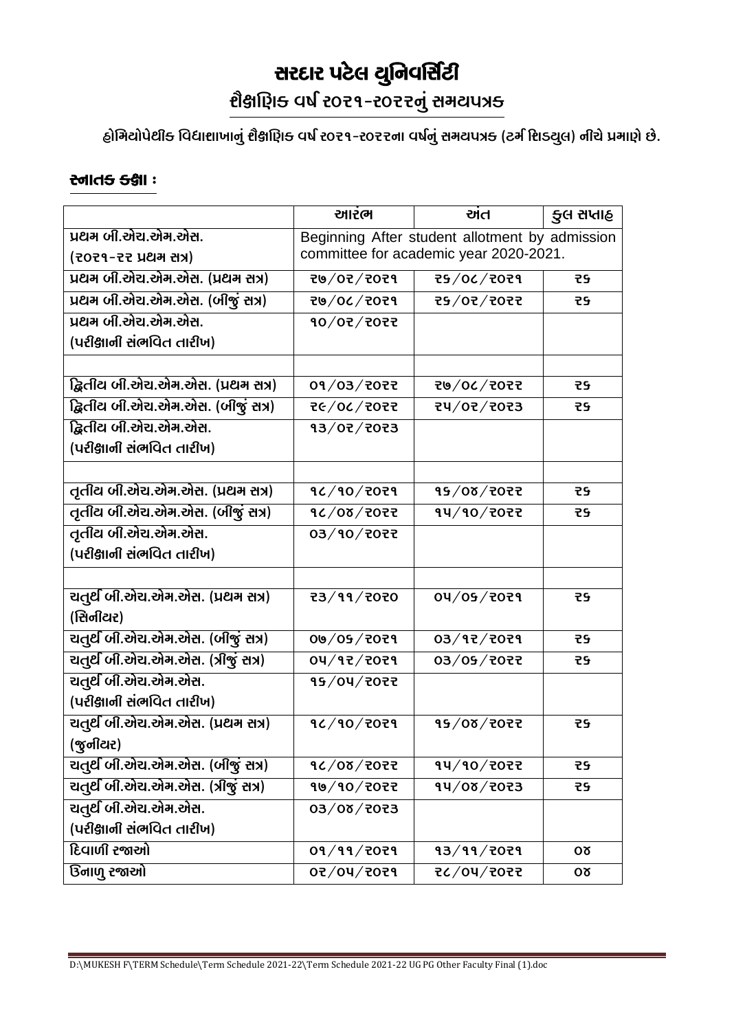# સરદાર પટેલ યુનિવર્સિટી

## શૈક્ષણિક વર્ષ ૨૦૨૧-૨૦૨૨નું સમયપત્રક

હોમિયોપેથીક વિદ્યાશાખાનું શૈક્ષણિક વર્ષ ૨૦૨૧-૨૦૨૨ના વર્ષનું સમયપત્રક (ટર્મ શિડયુલ) નીચે પ્રમાણે છે.

### સ્નાતક કક્ષા :

| | આરંભ | અંત | કુલ સપ્તાહ |
|---|---|---|---|
| પ્રથમ બી.એચ.એમ.એસ. (૨૦૨૧-૨૨ પ્રથમ સત્ર) | Beginning After student allotment by admission committee for academic year 2020-2021. | | |
| પ્રથમ બી.એચ.એમ.એસ. (પ્રથમ સત્ર) | ૨૭/૦૨/૨૦૨૧ | ૨૬/૦૮/૨૦૨૧ | ૨૬ |
| પ્રથમ બી.એચ.એમ.એસ. (બીજું સત્ર) | ૨૭/૦૮/૨૦૨૧ | ૨૬/૦૨/૨૦૨૨ | ૨૬ |
| પ્રથમ બી.એચ.એમ.એસ. (પરીક્ષાની સંભવિત તારીખ) | ૧૦/૦૨/૨૦૨૨ | | |
| | | | |
| દ્વિતીય બી.એચ.એમ.એસ. (પ્રથમ સત્ર) | ૦૧/૦૩/૨૦૨૨ | ૨૭/૦૮/૨૦૨૨ | ૨૬ |
| દ્વિતીય બી.એચ.એમ.એસ. (બીજું સત્ર) | ૨૯/૦૮/૨૦૨૨ | ૨૫/૦૨/૨૦૨૩ | ૨૬ |
| દ્વિતીય બી.એચ.એમ.એસ. (પરીક્ષાની સંભવિત તારીખ) | ૧૩/૦૨/૨૦૨૩ | | |
| | | | |
| તૃતીય બી.એચ.એમ.એસ. (પ્રથમ સત્ર) | ૧૮/૧૦/૨૦૨૧ | ૧૬/૦૪/૨૦૨૨ | ૨૬ |
| તૃતીય બી.એચ.એમ.એસ. (બીજું સત્ર) | ૧૮/૦૪/૨૦૨૨ | ૧૫/૧૦/૨૦૨૨ | ૨૬ |
| તૃતીય બી.એચ.એમ.એસ. (પરીક્ષાની સંભવિત તારીખ) | ૦૩/૧૦/૨૦૨૨ | | |
| | | | |
| ચતુર્થ બી.એચ.એમ.એસ. (પ્રથમ સત્ર) (સિનીયર) | ૨૩/૧૧/૨૦૨૦ | ૦૫/૦૬/૨૦૨૧ | ૨૬ |
| ચતુર્થ બી.એચ.એમ.એસ. (બીજું સત્ર) | ૦૭/૦૬/૨૦૨૧ | ૦૩/૧૨/૨૦૨૧ | ૨૬ |
| ચતુર્થ બી.એચ.એમ.એસ. (ત્રીજું સત્ર) | ૦૫/૧૨/૨૦૨૧ | ૦૩/૦૬/૨૦૨૨ | ૨૬ |
| ચતુર્થ બી.એચ.એમ.એસ. (પરીક્ષાની સંભવિત તારીખ) | ૧૬/૦૫/૨૦૨૨ | | |
| ચતુર્થ બી.એચ.એમ.એસ. (પ્રથમ સત્ર) (જુનીયર) | ૧૮/૧૦/૨૦૨૧ | ૧૬/૦૪/૨૦૨૨ | ૨૬ |
| ચતુર્થ બી.એચ.એમ.એસ. (બીજું સત્ર) | ૧૮/૦૪/૨૦૨૨ | ૧૫/૧૦/૨૦૨૨ | ૨૬ |
| ચતુર્થ બી.એચ.એમ.એસ. (ત્રીજું સત્ર) | ૧૭/૧૦/૨૦૨૨ | ૧૫/૦૪/૨૦૨૩ | ૨૬ |
| ચતુર્થ બી.એચ.એમ.એસ. (પરીક્ષાની સંભવિત તારીખ) | ૦૩/૦૪/૨૦૨૩ | | |
| દિવાળી રજાઓ | ૦૧/૧૧/૨૦૨૧ | ૧૩/૧૧/૨૦૨૧ | ૦૪ |
| ઉનાળુ રજાઓ | ૦૨/૦૫/૨૦૨૧ | ૨૮/૦૫/૨૦૨૨ | ૦૪ |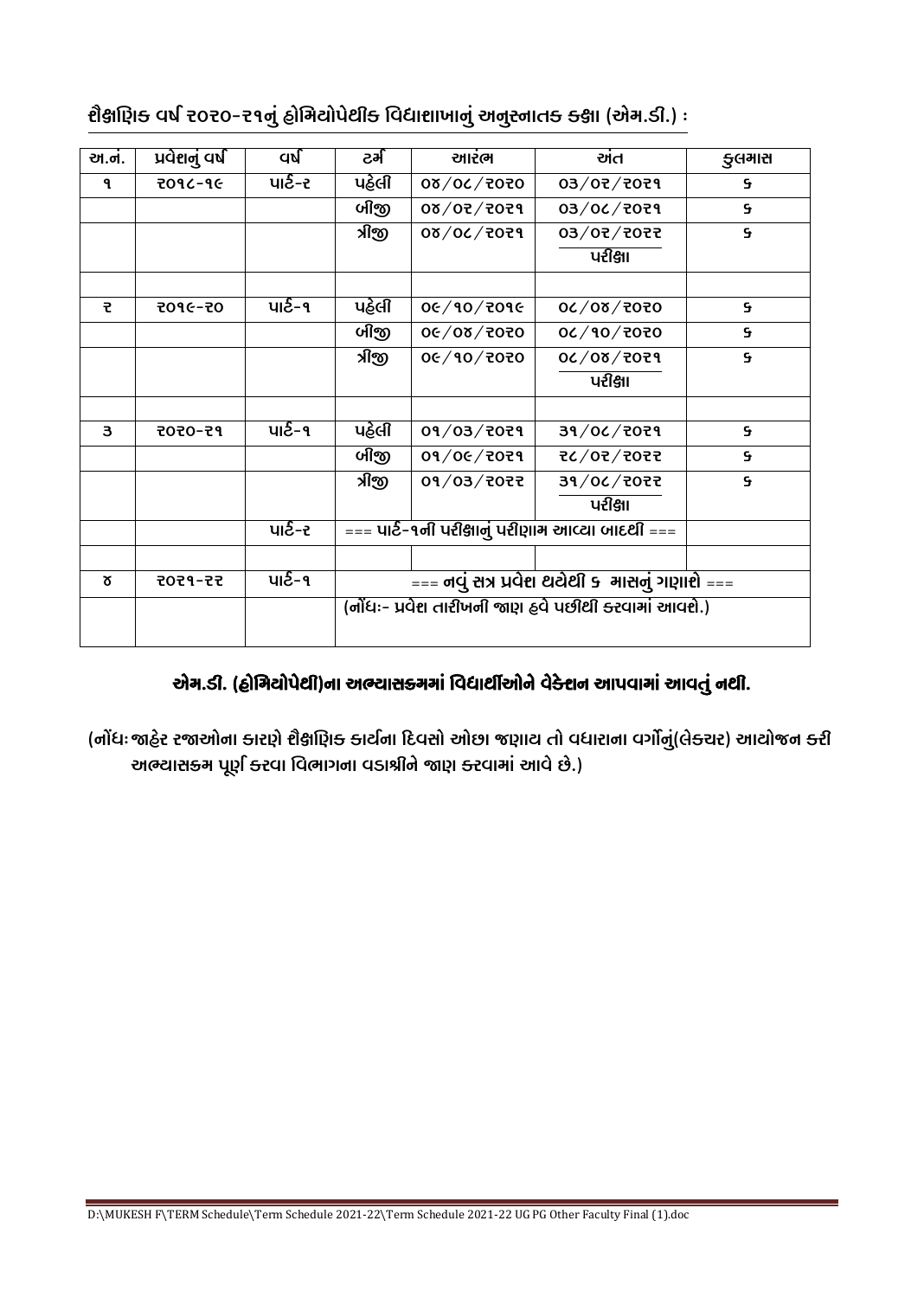**શૈક્ષણિક વર્ષ ૨૦૨૦-૨૧નું હોમિયોપેથીક વિદ્યાશાખાનું અનુસ્નાતક કક્ષા (એમ.ડી.) :**

| અ.નં. | પ્રવેશનું વર્ષ | વર્ષ | ટર્મ | આરંભ | અંત | કુલમાસ |
|---|---|---|---|---|---|---|
| ૧ | ૨૦૧૮-૧૯ | પાર્ટ-૨ | પહેલી | ૦૪/૦૮/૨૦૨૦ | ૦૩/૦૨/૨૦૨૧ | ૬ |
| | | | બીજી | ૦૪/૦૨/૨૦૨૧ | ૦૩/૦૮/૨૦૨૧ | ૬ |
| | | | ત્રીજી | ૦૪/૦૮/૨૦૨૧ | ૦૩/૦૨/૨૦૨૨ પરીક્ષા | ૬ |
| | | | | | | |
| ૨ | ૨૦૧૯-૨૦ | પાર્ટ-૧ | પહેલી | ૦૯/૧૦/૨૦૧૯ | ૦૮/૦૪/૨૦૨૦ | ૬ |
| | | | બીજી | ૦૯/૦૪/૨૦૨૦ | ૦૮/૧૦/૨૦૨૦ | ૬ |
| | | | ત્રીજી | ૦૯/૧૦/૨૦૨૦ | ૦૮/૦૪/૨૦૨૧ પરીક્ષા | ૬ |
| | | | | | | |
| ૩ | ૨૦૨૦-૨૧ | પાર્ટ-૧ | પહેલી | ૦૧/૦૩/૨૦૨૧ | ૩૧/૦૮/૨૦૨૧ | ૬ |
| | | | બીજી | ૦૧/૦૯/૨૦૨૧ | ૨૮/૦૨/૨૦૨૨ | ૬ |
| | | | ત્રીજી | ૦૧/૦૩/૨૦૨૨ | ૩૧/૦૮/૨૦૨૨ પરીક્ષા | ૬ |
| | | પાર્ટ-૨ | === પાર્ટ-૧ની પરીક્ષાનું પરીણામ આવ્યા બાદથી === | | | |
| | | | | | | |
| ૪ | ૨૦૨૧-૨૨ | પાર્ટ-૧ | === નવું સત્ર પ્રવેશ થયેથી ૬ માસનું ગણાશે === | | | |
| | | | (નોંધઃ- પ્રવેશ તારીખની જાણ હવે પછીથી કરવામાં આવશે.) | | | |

**એમ.ડી. (હોમિયોપેથી)ના અભ્યાસક્રમમાં વિદ્યાર્થીઓને વેકેશન આપવામાં આવતું નથી.**

(નોંધઃ જાહેર રજાઓના કારણે શૈક્ષણિક કાર્યના દિવસો ઓછા જણાય તો વધારાના વર્ગોનું(લેકચર) આયોજન કરી અભ્યાસક્રમ પૂર્ણ કરવા વિભાગના વડાશ્રીને જાણ કરવામાં આવે છે.)